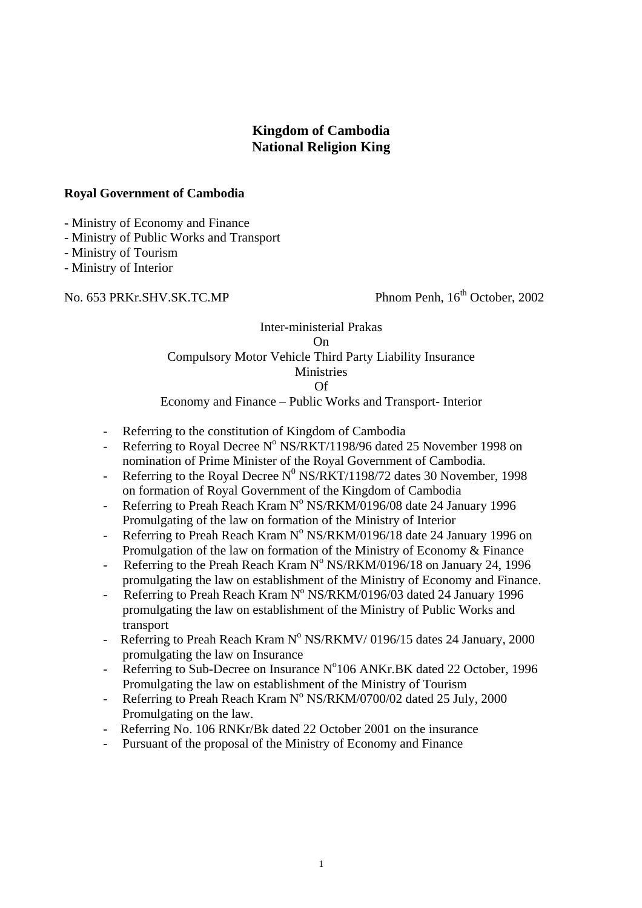**Kingdom of Cambodia**
**National Religion King**

**Royal Government of Cambodia**

- Ministry of Economy and Finance
- Ministry of Public Works and Transport
- Ministry of Tourism
- Ministry of Interior

No. 653 PRKr.SHV.SK.TC.MP

Phnom Penh, 16th October, 2002

Inter-ministerial Prakas
On
Compulsory Motor Vehicle Third Party Liability Insurance
Ministries
Of
Economy and Finance – Public Works and Transport- Interior

- Referring to the constitution of Kingdom of Cambodia
- Referring to Royal Decree N° NS/RKT/1198/96 dated 25 November 1998 on nomination of Prime Minister of the Royal Government of Cambodia.
- Referring to the Royal Decree N⁰ NS/RKT/1198/72 dates 30 November, 1998 on formation of Royal Government of the Kingdom of Cambodia
- Referring to Preah Reach Kram N° NS/RKM/0196/08 date 24 January 1996 Promulgating of the law on formation of the Ministry of Interior
- Referring to Preah Reach Kram N° NS/RKM/0196/18 date 24 January 1996 on Promulgation of the law on formation of the Ministry of Economy & Finance
- Referring to the Preah Reach Kram N° NS/RKM/0196/18 on January 24, 1996 promulgating the law on establishment of the Ministry of Economy and Finance.
- Referring to Preah Reach Kram N° NS/RKM/0196/03 dated 24 January 1996 promulgating the law on establishment of the Ministry of Public Works and transport
- Referring to Preah Reach Kram N° NS/RKMV/ 0196/15 dates 24 January, 2000 promulgating the law on Insurance
- Referring to Sub-Decree on Insurance N°106 ANKr.BK dated 22 October, 1996 Promulgating the law on establishment of the Ministry of Tourism
- Referring to Preah Reach Kram N° NS/RKM/0700/02 dated 25 July, 2000 Promulgating on the law.
- Referring No. 106 RNKr/Bk dated 22 October 2001 on the insurance
- Pursuant of the proposal of the Ministry of Economy and Finance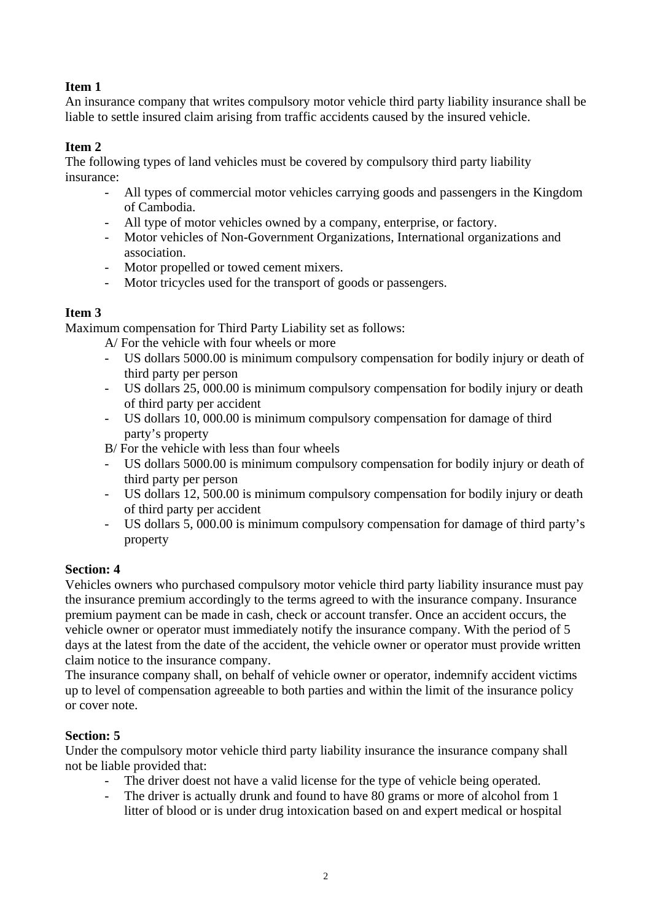**Item 1**

An insurance company that writes compulsory motor vehicle third party liability insurance shall be liable to settle insured claim arising from traffic accidents caused by the insured vehicle.

**Item 2**

The following types of land vehicles must be covered by compulsory third party liability insurance:

- All types of commercial motor vehicles carrying goods and passengers in the Kingdom of Cambodia.
- All type of motor vehicles owned by a company, enterprise, or factory.
- Motor vehicles of Non-Government Organizations, International organizations and association.
- Motor propelled or towed cement mixers.
- Motor tricycles used for the transport of goods or passengers.

**Item 3**

Maximum compensation for Third Party Liability set as follows:

A/ For the vehicle with four wheels or more

- US dollars 5000.00 is minimum compulsory compensation for bodily injury or death of third party per person
- US dollars 25, 000.00 is minimum compulsory compensation for bodily injury or death of third party per accident
- US dollars 10, 000.00 is minimum compulsory compensation for damage of third party's property

B/ For the vehicle with less than four wheels

- US dollars 5000.00 is minimum compulsory compensation for bodily injury or death of third party per person
- US dollars 12, 500.00 is minimum compulsory compensation for bodily injury or death of third party per accident
- US dollars 5, 000.00 is minimum compulsory compensation for damage of third party's property

**Section: 4**

Vehicles owners who purchased compulsory motor vehicle third party liability insurance must pay the insurance premium accordingly to the terms agreed to with the insurance company. Insurance premium payment can be made in cash, check or account transfer. Once an accident occurs, the vehicle owner or operator must immediately notify the insurance company. With the period of 5 days at the latest from the date of the accident, the vehicle owner or operator must provide written claim notice to the insurance company.

The insurance company shall, on behalf of vehicle owner or operator, indemnify accident victims up to level of compensation agreeable to both parties and within the limit of the insurance policy or cover note.

**Section: 5**

Under the compulsory motor vehicle third party liability insurance the insurance company shall not be liable provided that:

- The driver doest not have a valid license for the type of vehicle being operated.
- The driver is actually drunk and found to have 80 grams or more of alcohol from 1 litter of blood or is under drug intoxication based on and expert medical or hospital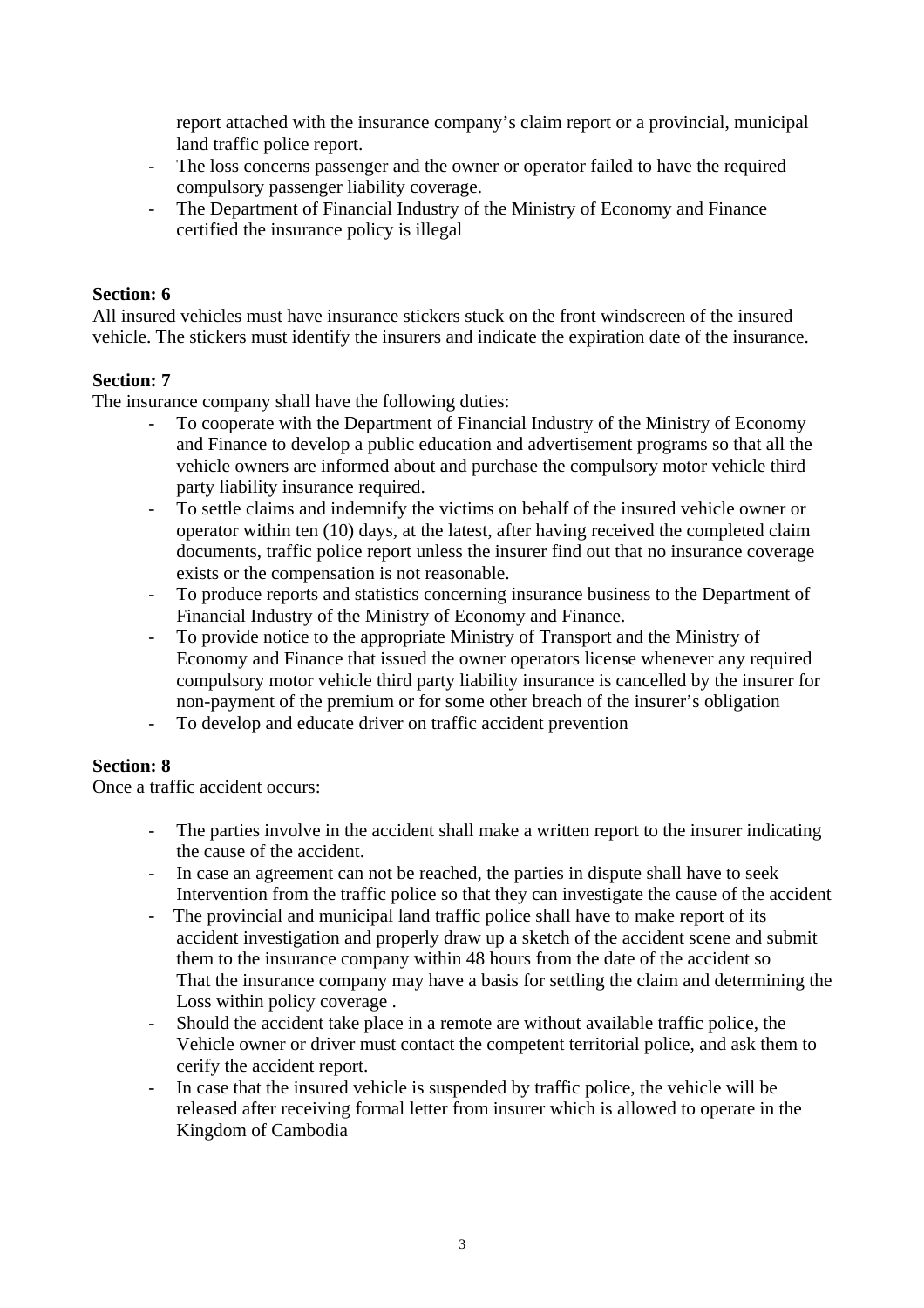report attached with the insurance company's claim report or a provincial, municipal land traffic police report.

- The loss concerns passenger and the owner or operator failed to have the required compulsory passenger liability coverage.
- The Department of Financial Industry of the Ministry of Economy and Finance certified the insurance policy is illegal

**Section: 6**

All insured vehicles must have insurance stickers stuck on the front windscreen of the insured vehicle. The stickers must identify the insurers and indicate the expiration date of the insurance.

**Section: 7**

The insurance company shall have the following duties:

- To cooperate with the Department of Financial Industry of the Ministry of Economy and Finance to develop a public education and advertisement programs so that all the vehicle owners are informed about and purchase the compulsory motor vehicle third party liability insurance required.
- To settle claims and indemnify the victims on behalf of the insured vehicle owner or operator within ten (10) days, at the latest, after having received the completed claim documents, traffic police report unless the insurer find out that no insurance coverage exists or the compensation is not reasonable.
- To produce reports and statistics concerning insurance business to the Department of Financial Industry of the Ministry of Economy and Finance.
- To provide notice to the appropriate Ministry of Transport and the Ministry of Economy and Finance that issued the owner operators license whenever any required compulsory motor vehicle third party liability insurance is cancelled by the insurer for non-payment of the premium or for some other breach of the insurer's obligation
- To develop and educate driver on traffic accident prevention

**Section: 8**

Once a traffic accident occurs:

- The parties involve in the accident shall make a written report to the insurer indicating the cause of the accident.
- In case an agreement can not be reached, the parties in dispute shall have to seek Intervention from the traffic police so that they can investigate the cause of the accident
- The provincial and municipal land traffic police shall have to make report of its accident investigation and properly draw up a sketch of the accident scene and submit them to the insurance company within 48 hours from the date of the accident so That the insurance company may have a basis for settling the claim and determining the Loss within policy coverage .
- Should the accident take place in a remote are without available traffic police, the Vehicle owner or driver must contact the competent territorial police, and ask them to cerify the accident report.
- In case that the insured vehicle is suspended by traffic police, the vehicle will be released after receiving formal letter from insurer which is allowed to operate in the Kingdom of Cambodia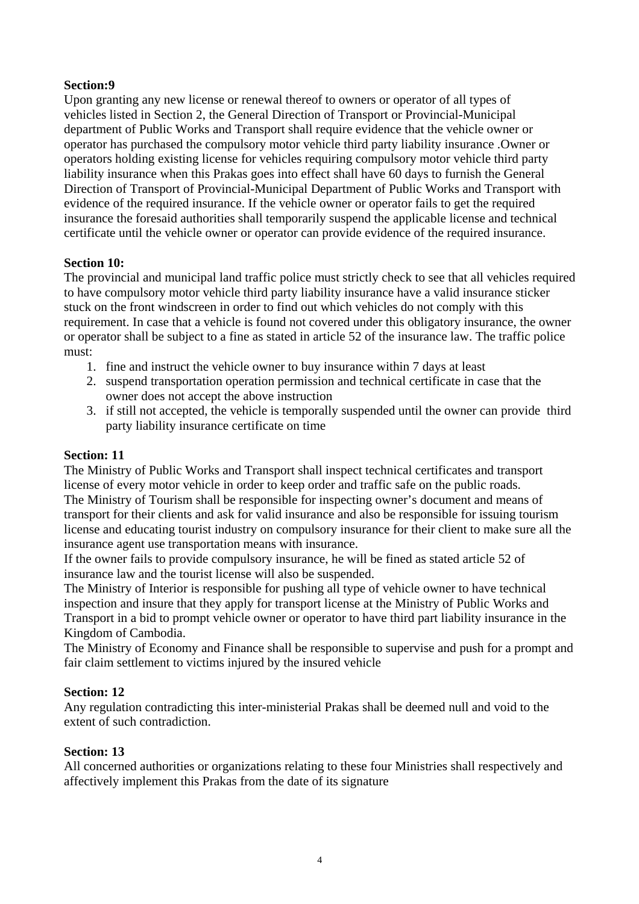**Section:9**

Upon granting any new license or renewal thereof to owners or operator of all types of vehicles listed in Section 2, the General Direction of Transport or Provincial-Municipal department of Public Works and Transport shall require evidence that the vehicle owner or operator has purchased the compulsory motor vehicle third party liability insurance .Owner or operators holding existing license for vehicles requiring compulsory motor vehicle third party liability insurance when this Prakas goes into effect shall have 60 days to furnish the General Direction of Transport of Provincial-Municipal Department of Public Works and Transport with evidence of the required insurance. If the vehicle owner or operator fails to get the required insurance the foresaid authorities shall temporarily suspend the applicable license and technical certificate until the vehicle owner or operator can provide evidence of the required insurance.

**Section 10:**

The provincial and municipal land traffic police must strictly check to see that all vehicles required to have compulsory motor vehicle third party liability insurance have a valid insurance sticker stuck on the front windscreen in order to find out which vehicles do not comply with this requirement. In case that a vehicle is found not covered under this obligatory insurance, the owner or operator shall be subject to a fine as stated in article 52 of the insurance law. The traffic police must:

1. fine and instruct the vehicle owner to buy insurance within 7 days at least
2. suspend transportation operation permission and technical certificate in case that the owner does not accept the above instruction
3. if still not accepted, the vehicle is temporally suspended until the owner can provide third party liability insurance certificate on time

**Section: 11**

The Ministry of Public Works and Transport shall inspect technical certificates and transport license of every motor vehicle in order to keep order and traffic safe on the public roads.
The Ministry of Tourism shall be responsible for inspecting owner's document and means of transport for their clients and ask for valid insurance and also be responsible for issuing tourism license and educating tourist industry on compulsory insurance for their client to make sure all the insurance agent use transportation means with insurance.
If the owner fails to provide compulsory insurance, he will be fined as stated article 52 of insurance law and the tourist license will also be suspended.
The Ministry of Interior is responsible for pushing all type of vehicle owner to have technical inspection and insure that they apply for transport license at the Ministry of Public Works and Transport in a bid to prompt vehicle owner or operator to have third part liability insurance in the Kingdom of Cambodia.
The Ministry of Economy and Finance shall be responsible to supervise and push for a prompt and fair claim settlement to victims injured by the insured vehicle

**Section: 12**

Any regulation contradicting this inter-ministerial Prakas shall be deemed null and void to the extent of such contradiction.

**Section: 13**

All concerned authorities or organizations relating to these four Ministries shall respectively and affectively implement this Prakas from the date of its signature